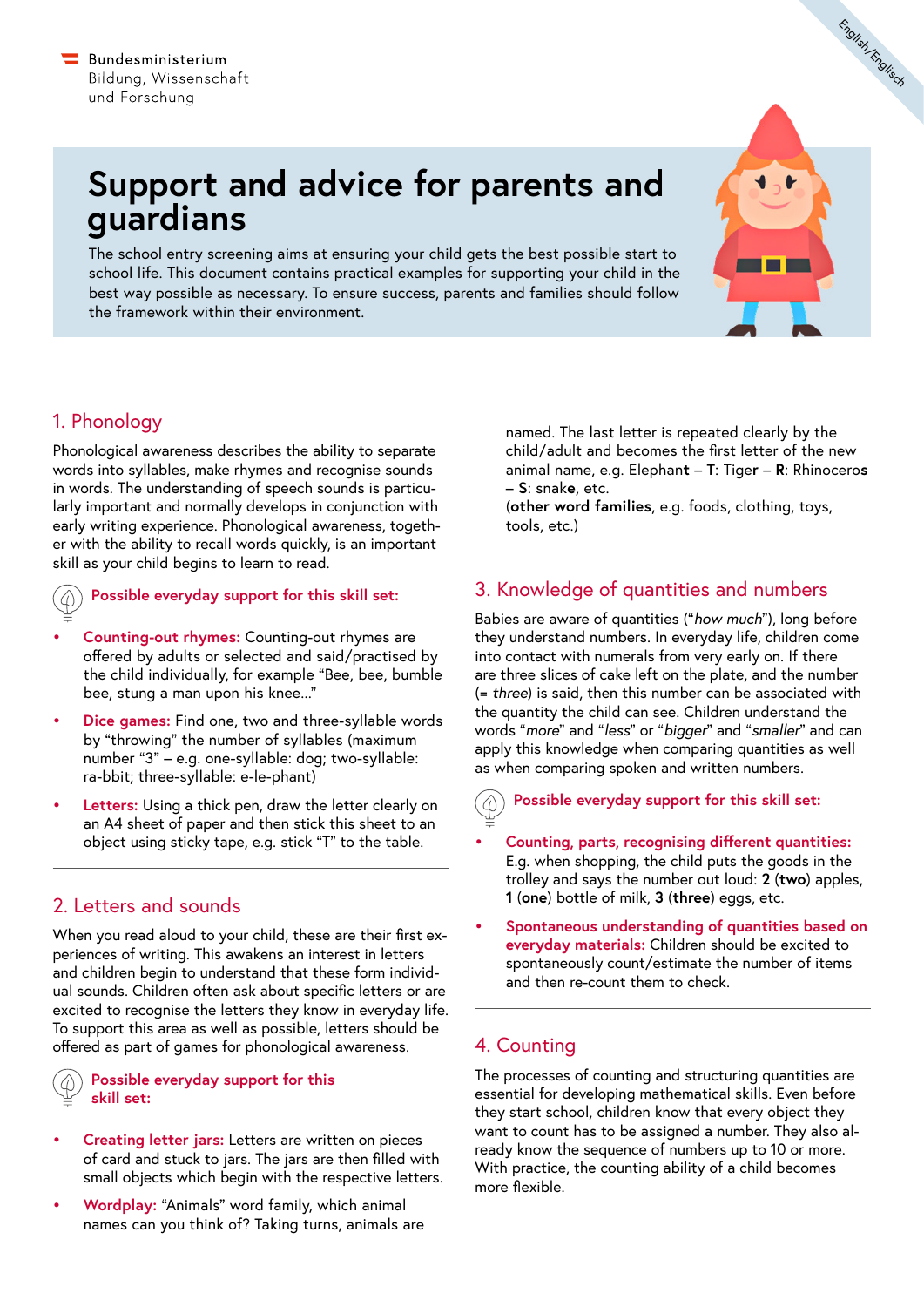Bundesministerium
Bildung, Wissenschaft
und Forschung

English/Englisch

# Support and advice for parents and guardians

The school entry screening aims at ensuring your child gets the best possible start to school life. This document contains practical examples for supporting your child in the best way possible as necessary. To ensure success, parents and families should follow the framework within their environment.

## 1. Phonology

Phonological awareness describes the ability to separate words into syllables, make rhymes and recognise sounds in words. The understanding of speech sounds is particularly important and normally develops in conjunction with early writing experience. Phonological awareness, together with the ability to recall words quickly, is an important skill as your child begins to learn to read.

**Possible everyday support for this skill set:**

- **Counting-out rhymes:** Counting-out rhymes are offered by adults or selected and said/practised by the child individually, for example "Bee, bee, bumble bee, stung a man upon his knee..."
- **Dice games:** Find one, two and three-syllable words by "throwing" the number of syllables (maximum number "3" – e.g. one-syllable: dog; two-syllable: ra-bbit; three-syllable: e-le-phant)
- **Letters:** Using a thick pen, draw the letter clearly on an A4 sheet of paper and then stick this sheet to an object using sticky tape, e.g. stick "T" to the table.

## 2. Letters and sounds

When you read aloud to your child, these are their first experiences of writing. This awakens an interest in letters and children begin to understand that these form individual sounds. Children often ask about specific letters or are excited to recognise the letters they know in everyday life. To support this area as well as possible, letters should be offered as part of games for phonological awareness.

**Possible everyday support for this skill set:**

- **Creating letter jars:** Letters are written on pieces of card and stuck to jars. The jars are then filled with small objects which begin with the respective letters.
- **Wordplay:** "Animals" word family, which animal names can you think of? Taking turns, animals are named. The last letter is repeated clearly by the child/adult and becomes the first letter of the new animal name, e.g. Elephan**t** – **T**: Tige**r** – **R**: Rhinocero**s** – **S**: snake, etc.
  (**other word families**, e.g. foods, clothing, toys, tools, etc.)

## 3. Knowledge of quantities and numbers

Babies are aware of quantities ("*how much*"), long before they understand numbers. In everyday life, children come into contact with numerals from very early on. If there are three slices of cake left on the plate, and the number (= *three*) is said, then this number can be associated with the quantity the child can see. Children understand the words "*more*" and "*less*" or "*bigger*" and "*smaller*" and can apply this knowledge when comparing quantities as well as when comparing spoken and written numbers.

**Possible everyday support for this skill set:**

- **Counting, parts, recognising different quantities:** E.g. when shopping, the child puts the goods in the trolley and says the number out loud: **2** (**two**) apples, **1** (**one**) bottle of milk, **3** (**three**) eggs, etc.
- **Spontaneous understanding of quantities based on everyday materials:** Children should be excited to spontaneously count/estimate the number of items and then re-count them to check.

## 4. Counting

The processes of counting and structuring quantities are essential for developing mathematical skills. Even before they start school, children know that every object they want to count has to be assigned a number. They also already know the sequence of numbers up to 10 or more. With practice, the counting ability of a child becomes more flexible.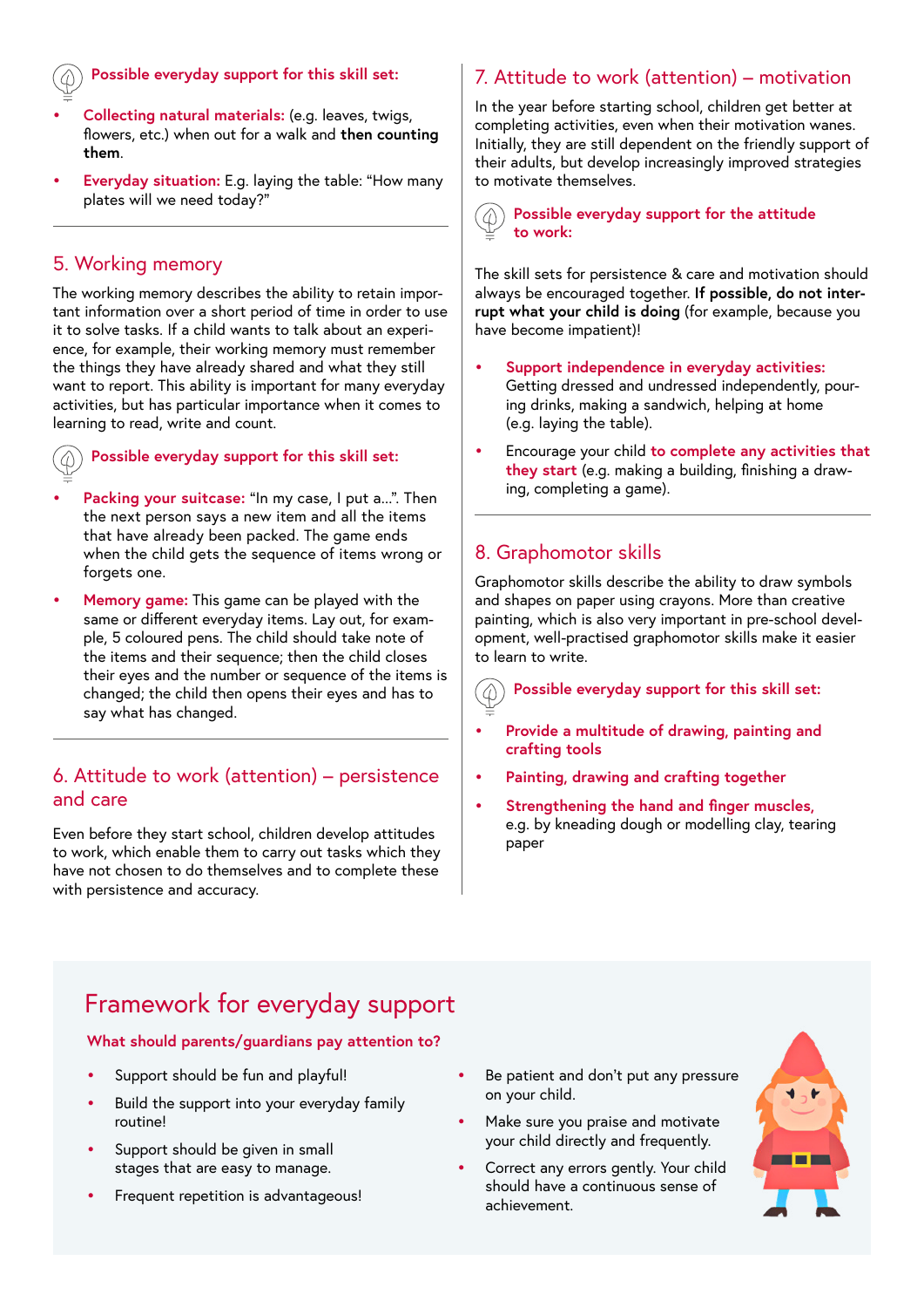**Possible everyday support for this skill set:**

- **Collecting natural materials:** (e.g. leaves, twigs, flowers, etc.) when out for a walk and **then counting them**.
- **Everyday situation:** E.g. laying the table: “How many plates will we need today?”

## 5. Working memory

The working memory describes the ability to retain important information over a short period of time in order to use it to solve tasks. If a child wants to talk about an experience, for example, their working memory must remember the things they have already shared and what they still want to report. This ability is important for many everyday activities, but has particular importance when it comes to learning to read, write and count.

**Possible everyday support for this skill set:**

- **Packing your suitcase:** “In my case, I put a...”. Then the next person says a new item and all the items that have already been packed. The game ends when the child gets the sequence of items wrong or forgets one.
- **Memory game:** This game can be played with the same or different everyday items. Lay out, for example, 5 coloured pens. The child should take note of the items and their sequence; then the child closes their eyes and the number or sequence of the items is changed; the child then opens their eyes and has to say what has changed.

## 6. Attitude to work (attention) – persistence and care

Even before they start school, children develop attitudes to work, which enable them to carry out tasks which they have not chosen to do themselves and to complete these with persistence and accuracy.

## 7. Attitude to work (attention) – motivation

In the year before starting school, children get better at completing activities, even when their motivation wanes. Initially, they are still dependent on the friendly support of their adults, but develop increasingly improved strategies to motivate themselves.

**Possible everyday support for the attitude to work:**

The skill sets for persistence & care and motivation should always be encouraged together. **If possible, do not interrupt what your child is doing** (for example, because you have become impatient)!

- **Support independence in everyday activities:** Getting dressed and undressed independently, pouring drinks, making a sandwich, helping at home (e.g. laying the table).
- Encourage your child **to complete any activities that they start** (e.g. making a building, finishing a drawing, completing a game).

## 8. Graphomotor skills

Graphomotor skills describe the ability to draw symbols and shapes on paper using crayons. More than creative painting, which is also very important in pre-school development, well-practised graphomotor skills make it easier to learn to write.

**Possible everyday support for this skill set:**

- **Provide a multitude of drawing, painting and crafting tools**
- **Painting, drawing and crafting together**
- **Strengthening the hand and finger muscles,** e.g. by kneading dough or modelling clay, tearing paper

## Framework for everyday support

**What should parents/guardians pay attention to?**

- Support should be fun and playful!
- Build the support into your everyday family routine!
- Support should be given in small stages that are easy to manage.
- Frequent repetition is advantageous!
- Be patient and don’t put any pressure on your child.
- Make sure you praise and motivate your child directly and frequently.
- Correct any errors gently. Your child should have a continuous sense of achievement.